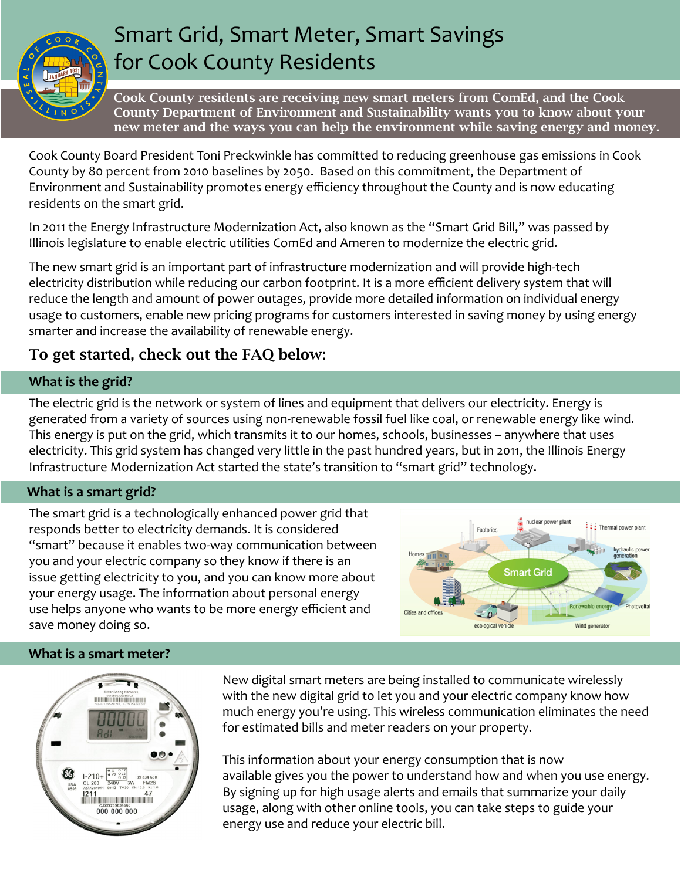# Smart Grid, Smart Meter, Smart Savings for Cook County Residents

**Cook County residents are receiving new smart meters from ComEd, and the Cook County Department of Environment and Sustainability wants you to know about your new meter and the ways you can help the environment while saving energy and money.**

Cook County Board President Toni Preckwinkle has committed to reducing greenhouse gas emissions in Cook County by 80 percent from 2010 baselines by 2050. Based on this commitment, the Department of Environment and Sustainability promotes energy efficiency throughout the County and is now educating residents on the smart grid.

In 2011 the Energy Infrastructure Modernization Act, also known as the "Smart Grid Bill," was passed by Illinois legislature to enable electric utilities ComEd and Ameren to modernize the electric grid.

The new smart grid is an important part of infrastructure modernization and will provide high-tech electricity distribution while reducing our carbon footprint. It is a more efficient delivery system that will reduce the length and amount of power outages, provide more detailed information on individual energy usage to customers, enable new pricing programs for customers interested in saving money by using energy smarter and increase the availability of renewable energy.

## To get started, check out the FAQ below:

### What is the grid?

The electric grid is the network or system of lines and equipment that delivers our electricity. Energy is generated from a variety of sources using non-renewable fossil fuel like coal, or renewable energy like wind. This energy is put on the grid, which transmits it to our homes, schools, businesses – anywhere that uses electricity. This grid system has changed very little in the past hundred years, but in 2011, the Illinois Energy Infrastructure Modernization Act started the state's transition to "smart grid" technology.

### What is a smart grid?

The smart grid is a technologically enhanced power grid that responds better to electricity demands. It is considered "smart" because it enables two-way communication between you and your electric company so they know if there is an issue getting electricity to you, and you can know more about your energy usage. The information about personal energy use helps anyone who wants to be more energy efficient and save money doing so.

### What is a smart meter?

New digital smart meters are being installed to communicate wirelessly with the new digital grid to let you and your electric company know how much energy you're using. This wireless communication eliminates the need for estimated bills and meter readers on your property.

This information about your energy consumption that is now available gives you the power to understand how and when you use energy. By signing up for high usage alerts and emails that summarize your daily usage, along with other online tools, you can take steps to guide your energy use and reduce your electric bill.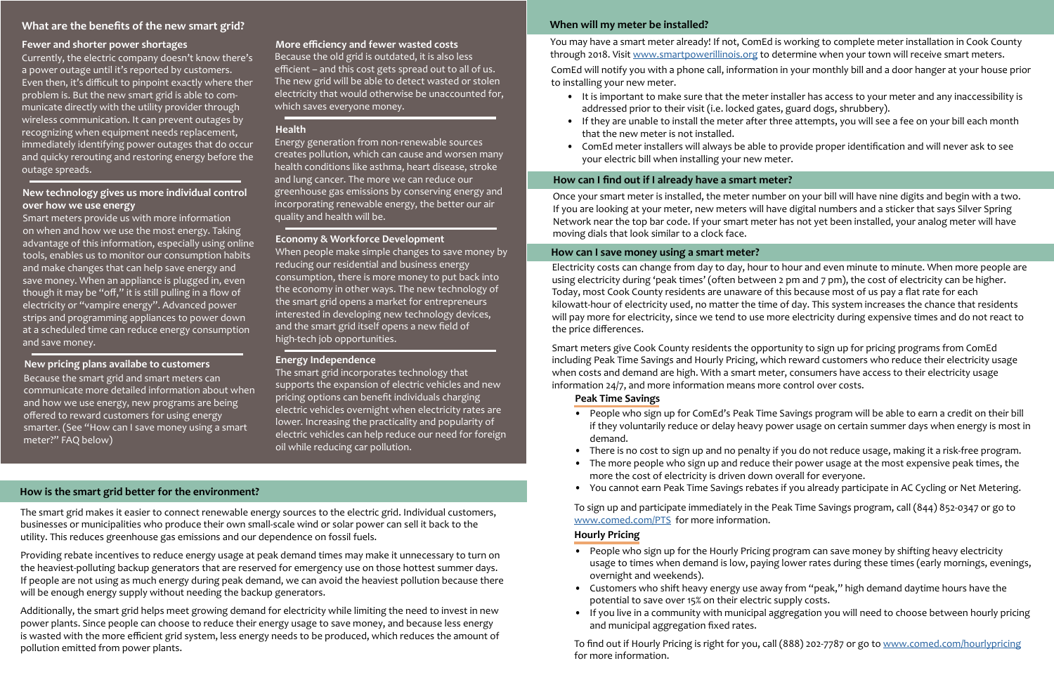## What are the benefits of the new smart grid?

### Fewer and shorter power shortages

Currently, the electric company doesn't know there's a power outage until it's reported by customers. Even then, it's difficult to pinpoint exactly where ther problem is. But the new smart grid is able to communicate directly with the utility provider through wireless communication. It can prevent outages by recognizing when equipment needs replacement, immediately identifying power outages that do occur and quicky rerouting and restoring energy before the outage spreads.

### New technology gives us more individual control over how we use energy

Smart meters provide us with more information on when and how we use the most energy. Taking advantage of this information, especially using online tools, enables us to monitor our consumption habits and make changes that can help save energy and save money. When an appliance is plugged in, even though it may be "off," it is still pulling in a flow of electricity or "vampire energy". Advanced power strips and programming appliances to power down at a scheduled time can reduce energy consumption and save money.

### New pricing plans availabe to customers

Because the smart grid and smart meters can communicate more detailed information about when and how we use energy, new programs are being offered to reward customers for using energy smarter. (See "How can I save money using a smart meter?" FAQ below)

### More efficiency and fewer wasted costs

Because the old grid is outdated, it is also less efficient – and this cost gets spread out to all of us. The new grid will be able to detect wasted or stolen electricity that would otherwise be unaccounted for, which saves everyone money.

### Health

Energy generation from non-renewable sources creates pollution, which can cause and worsen many health conditions like asthma, heart disease, stroke and lung cancer. The more we can reduce our greenhouse gas emissions by conserving energy and incorporating renewable energy, the better our air quality and health will be.

### Economy & Workforce Development

When people make simple changes to save money by reducing our residential and business energy consumption, there is more money to put back into the economy in other ways. The new technology of the smart grid opens a market for entrepreneurs interested in developing new technology devices, and the smart grid itself opens a new field of high-tech job opportunities.

### Energy Independence

The smart grid incorporates technology that supports the expansion of electric vehicles and new pricing options can benefit individuals charging electric vehicles overnight when electricity rates are lower. Increasing the practicality and popularity of electric vehicles can help reduce our need for foreign oil while reducing car pollution.

## How is the smart grid better for the environment?

The smart grid makes it easier to connect renewable energy sources to the electric grid. Individual customers, businesses or municipalities who produce their own small-scale wind or solar power can sell it back to the utility. This reduces greenhouse gas emissions and our dependence on fossil fuels.

Providing rebate incentives to reduce energy usage at peak demand times may make it unnecessary to turn on the heaviest-polluting backup generators that are reserved for emergency use on those hottest summer days. If people are not using as much energy during peak demand, we can avoid the heaviest pollution because there will be enough energy supply without needing the backup generators.

Additionally, the smart grid helps meet growing demand for electricity while limiting the need to invest in new power plants. Since people can choose to reduce their energy usage to save money, and because less energy is wasted with the more efficient grid system, less energy needs to be produced, which reduces the amount of pollution emitted from power plants.

## When will my meter be installed?

You may have a smart meter already! If not, ComEd is working to complete meter installation in Cook County through 2018. Visit www.smartpowerillinois.org to determine when your town will receive smart meters.

ComEd will notify you with a phone call, information in your monthly bill and a door hanger at your house prior to installing your new meter.

- It is important to make sure that the meter installer has access to your meter and any inaccessibility is addressed prior to their visit (i.e. locked gates, guard dogs, shrubbery).
- If they are unable to install the meter after three attempts, you will see a fee on your bill each month that the new meter is not installed.
- ComEd meter installers will always be able to provide proper identification and will never ask to see your electric bill when installing your new meter.

## How can I find out if I already have a smart meter?

Once your smart meter is installed, the meter number on your bill will have nine digits and begin with a two. If you are looking at your meter, new meters will have digital numbers and a sticker that says Silver Spring Network near the top bar code. If your smart meter has not yet been installed, your analog meter will have moving dials that look similar to a clock face.

## How can I save money using a smart meter?

Electricity costs can change from day to day, hour to hour and even minute to minute. When more people are using electricity during 'peak times' (often between 2 pm and 7 pm), the cost of electricity can be higher. Today, most Cook County residents are unaware of this because most of us pay a flat rate for each kilowatt-hour of electricity used, no matter the time of day. This system increases the chance that residents will pay more for electricity, since we tend to use more electricity during expensive times and do not react to the price differences.

Smart meters give Cook County residents the opportunity to sign up for pricing programs from ComEd including Peak Time Savings and Hourly Pricing, which reward customers who reduce their electricity usage when costs and demand are high. With a smart meter, consumers have access to their electricity usage information 24/7, and more information means more control over costs.

### Peak Time Savings

- People who sign up for ComEd's Peak Time Savings program will be able to earn a credit on their bill if they voluntarily reduce or delay heavy power usage on certain summer days when energy is most in demand.
- There is no cost to sign up and no penalty if you do not reduce usage, making it a risk-free program.
- The more people who sign up and reduce their power usage at the most expensive peak times, the more the cost of electricity is driven down overall for everyone.
- You cannot earn Peak Time Savings rebates if you already participate in AC Cycling or Net Metering.

To sign up and participate immediately in the Peak Time Savings program, call (844) 852-0347 or go to www.comed.com/PTS for more information.

### Hourly Pricing

- People who sign up for the Hourly Pricing program can save money by shifting heavy electricity usage to times when demand is low, paying lower rates during these times (early mornings, evenings, overnight and weekends).
- Customers who shift heavy energy use away from "peak," high demand daytime hours have the potential to save over 15% on their electric supply costs.
- If you live in a community with municipal aggregation you will need to choose between hourly pricing and municipal aggregation fixed rates.

To find out if Hourly Pricing is right for you, call (888) 202-7787 or go to www.comed.com/hourlypricing for more information.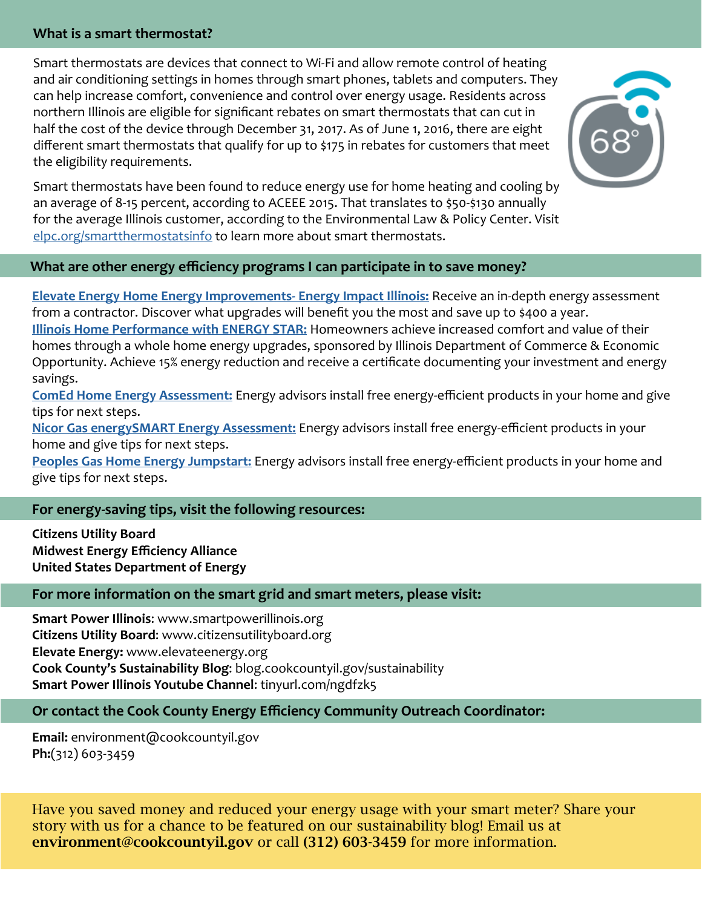## What is a smart thermostat?

Smart thermostats are devices that connect to Wi-Fi and allow remote control of heating and air conditioning settings in homes through smart phones, tablets and computers. They can help increase comfort, convenience and control over energy usage. Residents across northern Illinois are eligible for significant rebates on smart thermostats that can cut in half the cost of the device through December 31, 2017. As of June 1, 2016, there are eight different smart thermostats that qualify for up to $175 in rebates for customers that meet the eligibility requirements.

Smart thermostats have been found to reduce energy use for home heating and cooling by an average of 8-15 percent, according to ACEEE 2015. That translates to $50-$130 annually for the average Illinois customer, according to the Environmental Law & Policy Center. Visit elpc.org/smartthermostatsinfo to learn more about smart thermostats.

## What are other energy efficiency programs I can participate in to save money?

**Elevate Energy Home Energy Improvements- Energy Impact Illinois:** Receive an in-depth energy assessment from a contractor. Discover what upgrades will benefit you the most and save up to $400 a year.

**Illinois Home Performance with ENERGY STAR:** Homeowners achieve increased comfort and value of their homes through a whole home energy upgrades, sponsored by Illinois Department of Commerce & Economic Opportunity. Achieve 15% energy reduction and receive a certificate documenting your investment and energy savings.

**ComEd Home Energy Assessment:** Energy advisors install free energy-efficient products in your home and give tips for next steps.

**Nicor Gas energySMART Energy Assessment:** Energy advisors install free energy-efficient products in your home and give tips for next steps.

**Peoples Gas Home Energy Jumpstart:** Energy advisors install free energy-efficient products in your home and give tips for next steps.

## For energy-saving tips, visit the following resources:

**Citizens Utility Board**
**Midwest Energy Efficiency Alliance**
**United States Department of Energy**

## For more information on the smart grid and smart meters, please visit:

**Smart Power Illinois**: www.smartpowerillinois.org
**Citizens Utility Board**: www.citizensutilityboard.org
**Elevate Energy:** www.elevateenergy.org
**Cook County's Sustainability Blog**: blog.cookcountyil.gov/sustainability
**Smart Power Illinois Youtube Channel:** tinyurl.com/ngdfzk5

## Or contact the Cook County Energy Efficiency Community Outreach Coordinator:

**Email:** environment@cookcountyil.gov
**Ph:**(312) 603-3459

Have you saved money and reduced your energy usage with your smart meter? Share your story with us for a chance to be featured on our sustainability blog! Email us at **environment@cookcountyil.gov** or call **(312) 603-3459** for more information.